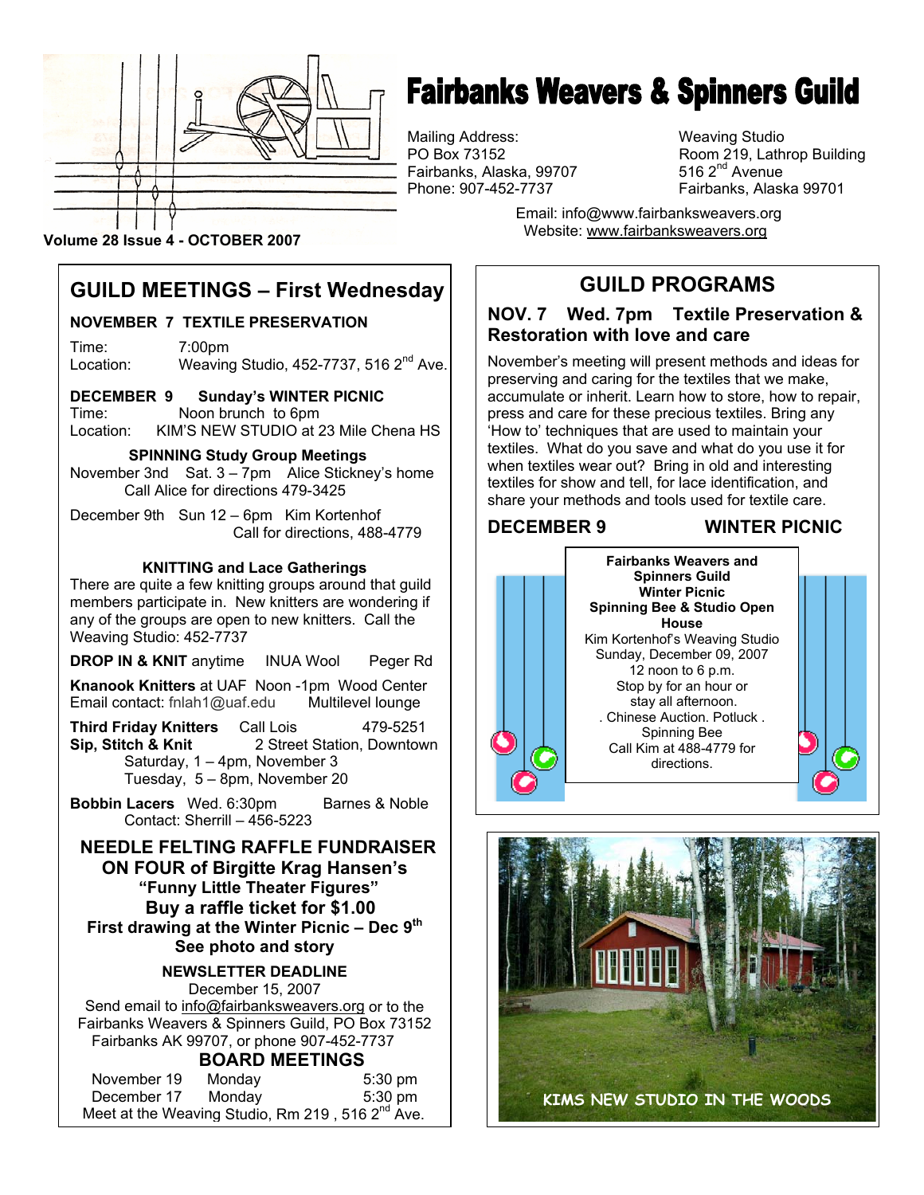# Fairbanks Weavers & Spinners Guild

Mailing Address:
PO Box 73152
Fairbanks, Alaska, 99707
Phone: 907-452-7737

Weaving Studio
Room 219, Lathrop Building
516 2nd Avenue
Fairbanks, Alaska 99701

Email: info@www.fairbanksweavers.org
Website: www.fairbanksweavers.org

Volume 28 Issue 4 - OCTOBER 2007

## GUILD MEETINGS – First Wednesday

**NOVEMBER 7 TEXTILE PRESERVATION**

Time: 7:00pm
Location: Weaving Studio, 452-7737, 516 2nd Ave.

**DECEMBER 9 Sunday's WINTER PICNIC**

Time: Noon brunch to 6pm
Location: KIM'S NEW STUDIO at 23 Mile Chena HS

**SPINNING Study Group Meetings**

November 3nd Sat. 3 – 7pm Alice Stickney's home
Call Alice for directions 479-3425

December 9th Sun 12 – 6pm Kim Kortenhof
Call for directions, 488-4779

**KNITTING and Lace Gatherings**

There are quite a few knitting groups around that guild members participate in. New knitters are wondering if any of the groups are open to new knitters. Call the Weaving Studio: 452-7737

**DROP IN & KNIT** anytime INUA Wool Peger Rd

**Knanook Knitters** at UAF Noon -1pm Wood Center Multilevel lounge
Email contact: fnlah1@uaf.edu

**Third Friday Knitters** Call Lois 479-5251

**Sip, Stitch & Knit** 2 Street Station, Downtown
Saturday, 1 – 4pm, November 3
Tuesday, 5 – 8pm, November 20

**Bobbin Lacers** Wed. 6:30pm Barnes & Noble
Contact: Sherrill – 456-5223

**NEEDLE FELTING RAFFLE FUNDRAISER ON FOUR of Birgitte Krag Hansen's "Funny Little Theater Figures"**
**Buy a raffle ticket for $1.00**
**First drawing at the Winter Picnic – Dec 9th**
**See photo and story**

**NEWSLETTER DEADLINE**

December 15, 2007
Send email to info@fairbanksweavers.org or to the Fairbanks Weavers & Spinners Guild, PO Box 73152 Fairbanks AK 99707, or phone 907-452-7737

**BOARD MEETINGS**

| | | |
|---|---|---|
| November 19 | Monday | 5:30 pm |
| December 17 | Monday | 5:30 pm |

Meet at the Weaving Studio, Rm 219 , 516 2nd Ave.

## GUILD PROGRAMS

### NOV. 7 Wed. 7pm Textile Preservation & Restoration with love and care

November's meeting will present methods and ideas for preserving and caring for the textiles that we make, accumulate or inherit. Learn how to store, how to repair, press and care for these precious textiles. Bring any 'How to' techniques that are used to maintain your textiles. What do you save and what do you use it for when textiles wear out? Bring in old and interesting textiles for show and tell, for lace identification, and share your methods and tools used for textile care.

### DECEMBER 9 WINTER PICNIC

**Fairbanks Weavers and Spinners Guild Winter Picnic Spinning Bee & Studio Open House**

Kim Kortenhof's Weaving Studio
Sunday, December 09, 2007
12 noon to 6 p.m.
Stop by for an hour or stay all afternoon.
. Chinese Auction. Potluck .
Spinning Bee
Call Kim at 488-4779 for directions.

KIMS NEW STUDIO IN THE WOODS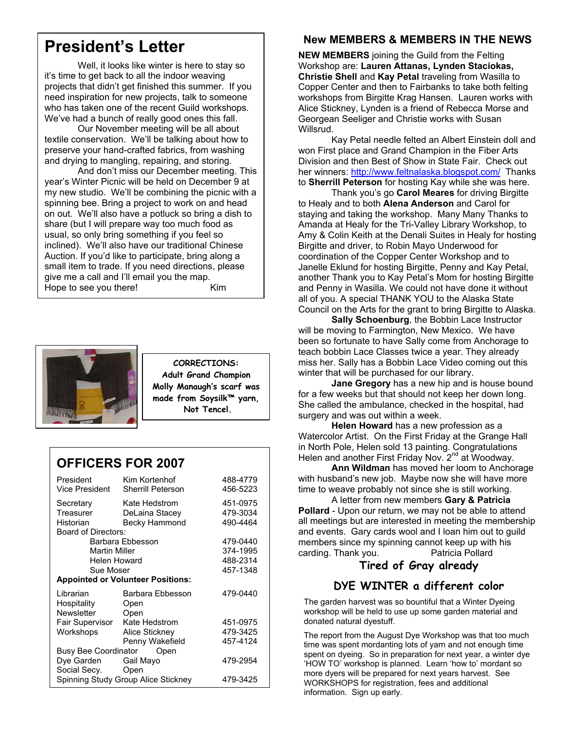## President's Letter

Well, it looks like winter is here to stay so it's time to get back to all the indoor weaving projects that didn't get finished this summer. If you need inspiration for new projects, talk to someone who has taken one of the recent Guild workshops. We've had a bunch of really good ones this fall.

Our November meeting will be all about textile conservation. We'll be talking about how to preserve your hand-crafted fabrics, from washing and drying to mangling, repairing, and storing.

And don't miss our December meeting. This year's Winter Picnic will be held on December 9 at my new studio. We'll be combining the picnic with a spinning bee. Bring a project to work on and head on out. We'll also have a potluck so bring a dish to share (but I will prepare way too much food as usual, so only bring something if you feel so inclined). We'll also have our traditional Chinese Auction. If you'd like to participate, bring along a small item to trade. If you need directions, please give me a call and I'll email you the map.

Hope to see you there! Kim

**CORRECTIONS:**
**Adult Grand Champion Molly Manaugh's scarf was made from Soysilk™ yarn, Not Tencel.**

## OFFICERS FOR 2007

| | | |
|---|---|---|
| President | Kim Kortenhof | 488-4779 |
| Vice President | Sherrill Peterson | 456-5223 |
| Secretary | Kate Hedstrom | 451-0975 |
| Treasurer | DeLaina Stacey | 479-3034 |
| Historian | Becky Hammond | 490-4464 |
| Board of Directors: | | |
| | Barbara Ebbesson | 479-0440 |
| | Martin Miller | 374-1995 |
| | Helen Howard | 488-2314 |
| | Sue Moser | 457-1348 |
| **Appointed or Volunteer Positions:** | | |
| Librarian | Barbara Ebbesson | 479-0440 |
| Hospitality | Open | |
| Newsletter | Open | |
| Fair Supervisor | Kate Hedstrom | 451-0975 |
| Workshops | Alice Stickney | 479-3425 |
| | Penny Wakefield | 457-4124 |
| Busy Bee Coordinator | Open | |
| Dye Garden | Gail Mayo | 479-2954 |
| Social Secy. | Open | |
| Spinning Study Group | Alice Stickney | 479-3425 |

## New MEMBERS & MEMBERS IN THE NEWS

**NEW MEMBERS** joining the Guild from the Felting Workshop are: **Lauren Attanas, Lynden Staciokas, Christie Shell** and **Kay Petal** traveling from Wasilla to Copper Center and then to Fairbanks to take both felting workshops from Birgitte Krag Hansen. Lauren works with Alice Stickney, Lynden is a friend of Rebecca Morse and Georgean Seeliger and Christie works with Susan Willsrud.

Kay Petal needle felted an Albert Einstein doll and won First place and Grand Champion in the Fiber Arts Division and then Best of Show in State Fair. Check out her winners: http://www.feltnalaska.blogspot.com/ Thanks to **Sherrill Peterson** for hosting Kay while she was here.

Thank you's go **Carol Meares** for driving Birgitte to Healy and to both **Alena Anderson** and Carol for staying and taking the workshop. Many Many Thanks to Amanda at Healy for the Tri-Valley Library Workshop, to Amy & Colin Keith at the Denali Suites in Healy for hosting Birgitte and driver, to Robin Mayo Underwood for coordination of the Copper Center Workshop and to Janelle Eklund for hosting Birgitte, Penny and Kay Petal, another Thank you to Kay Petal's Mom for hosting Birgitte and Penny in Wasilla. We could not have done it without all of you. A special THANK YOU to the Alaska State Council on the Arts for the grant to bring Birgitte to Alaska.

**Sally Schoenburg**, the Bobbin Lace Instructor will be moving to Farmington, New Mexico. We have been so fortunate to have Sally come from Anchorage to teach bobbin Lace Classes twice a year. They already miss her. Sally has a Bobbin Lace Video coming out this winter that will be purchased for our library.

**Jane Gregory** has a new hip and is house bound for a few weeks but that should not keep her down long. She called the ambulance, checked in the hospital, had surgery and was out within a week.

**Helen Howard** has a new profession as a Watercolor Artist. On the First Friday at the Grange Hall in North Pole, Helen sold 13 painting. Congratulations Helen and another First Friday Nov. 2nd at Woodway.

**Ann Wildman** has moved her loom to Anchorage with husband's new job. Maybe now she will have more time to weave probably not since she is still working.

A letter from new members **Gary & Patricia Pollard** - Upon our return, we may not be able to attend all meetings but are interested in meeting the membership and events. Gary cards wool and I loan him out to guild members since my spinning cannot keep up with his carding. Thank you. Patricia Pollard

## Tired of Gray already

## DYE WINTER a different color

The garden harvest was so bountiful that a Winter Dyeing workshop will be held to use up some garden material and donated natural dyestuff.

The report from the August Dye Workshop was that too much time was spent mordanting lots of yarn and not enough time spent on dyeing. So in preparation for next year, a winter dye 'HOW TO' workshop is planned. Learn 'how to' mordant so more dyers will be prepared for next years harvest. See WORKSHOPS for registration, fees and additional information. Sign up early.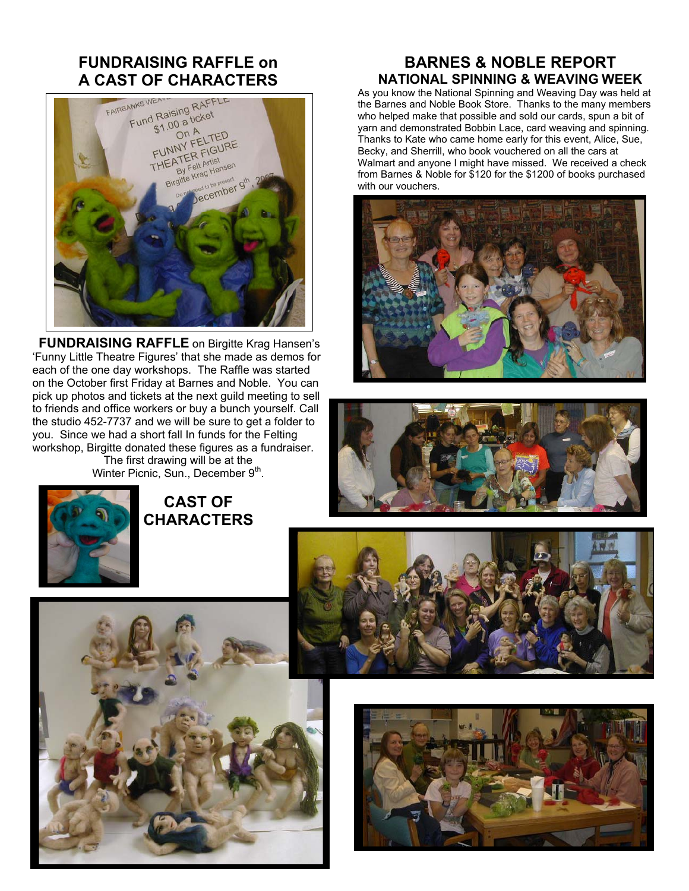## FUNDRAISING RAFFLE on A CAST OF CHARACTERS

**FUNDRAISING RAFFLE** on Birgitte Krag Hansen's 'Funny Little Theatre Figures' that she made as demos for each of the one day workshops. The Raffle was started on the October first Friday at Barnes and Noble. You can pick up photos and tickets at the next guild meeting to sell to friends and office workers or buy a bunch yourself. Call the studio 452-7737 and we will be sure to get a folder to you. Since we had a short fall In funds for the Felting workshop, Birgitte donated these figures as a fundraiser. The first drawing will be at the Winter Picnic, Sun., December 9th.

## CAST OF CHARACTERS

## BARNES & NOBLE REPORT

### NATIONAL SPINNING & WEAVING WEEK

As you know the National Spinning and Weaving Day was held at the Barnes and Noble Book Store. Thanks to the many members who helped make that possible and sold our cards, spun a bit of yarn and demonstrated Bobbin Lace, card weaving and spinning. Thanks to Kate who came home early for this event, Alice, Sue, Becky, and Sherrill, who book vouchered on all the cars at Walmart and anyone I might have missed. We received a check from Barnes & Noble for $120 for the $1200 of books purchased with our vouchers.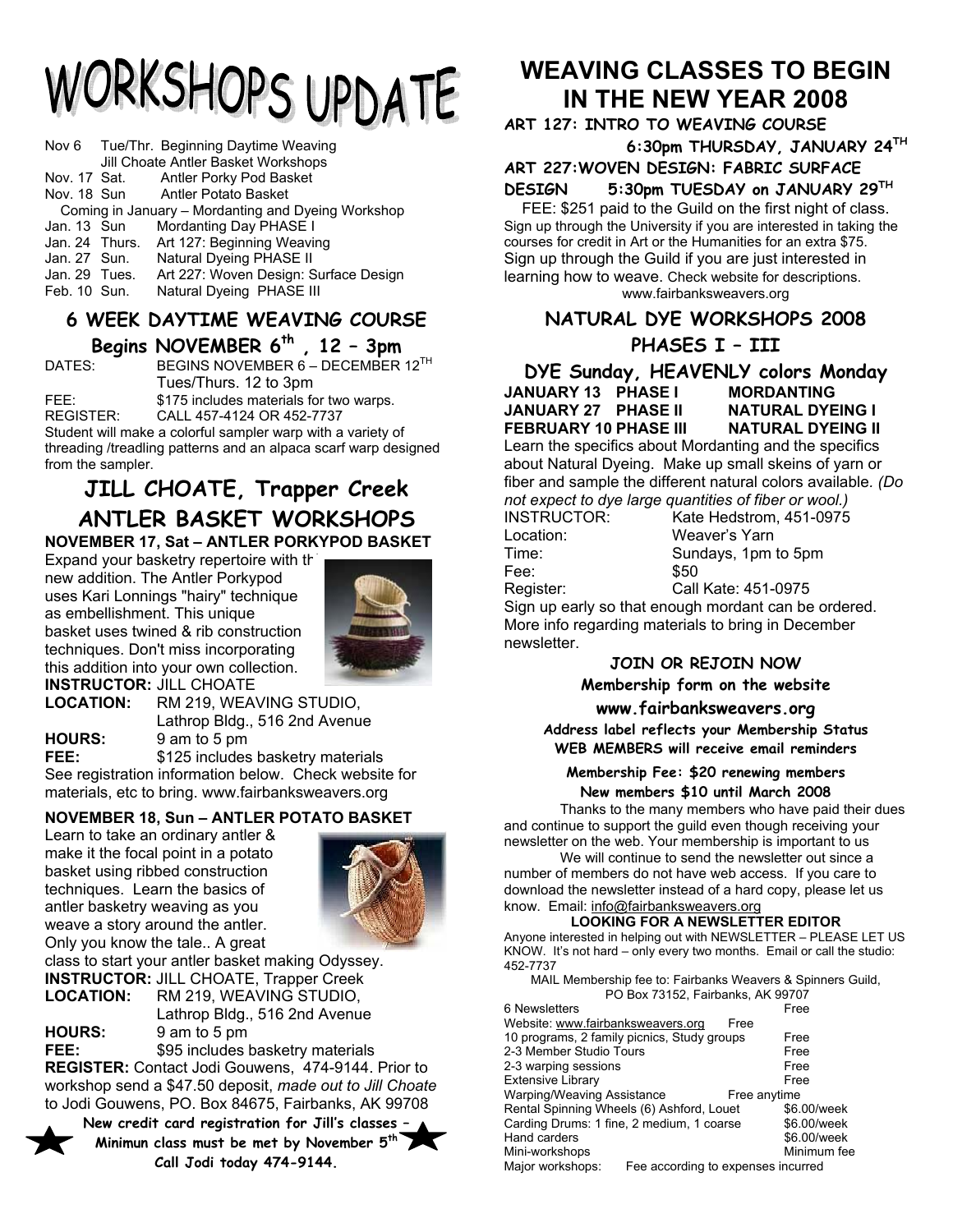# WORKSHOPS UPDATE

| | | |
|---|---|---|
| Nov 6 | Tue/Thr. | Beginning Daytime Weaving |
| | | Jill Choate Antler Basket Workshops |
| Nov. 17 | Sat. | Antler Porky Pod Basket |
| Nov. 18 | Sun | Antler Potato Basket |
| | | Coming in January – Mordanting and Dyeing Workshop |
| Jan. 13 | Sun | Mordanting Day PHASE I |
| Jan. 24 | Thurs. | Art 127: Beginning Weaving |
| Jan. 27 | Sun. | Natural Dyeing PHASE II |
| Jan. 29 | Tues. | Art 227: Woven Design: Surface Design |
| Feb. 10 | Sun. | Natural Dyeing PHASE III |

## 6 WEEK DAYTIME WEAVING COURSE

### Begins NOVEMBER 6th , 12 – 3pm

DATES: BEGINS NOVEMBER 6 – DECEMBER 12TH
Tues/Thurs. 12 to 3pm

FEE: $175 includes materials for two warps.

REGISTER: CALL 457-4124 OR 452-7737

Student will make a colorful sampler warp with a variety of threading /treadling patterns and an alpaca scarf warp designed from the sampler.

## JILL CHOATE, Trapper Creek ANTLER BASKET WORKSHOPS

**NOVEMBER 17, Sat – ANTLER PORKYPOD BASKET**

Expand your basketry repertoire with th new addition. The Antler Porkypod uses Kari Lonnings "hairy" technique as embellishment. This unique basket uses twined & rib construction techniques. Don't miss incorporating this addition into your own collection.

**INSTRUCTOR:** JILL CHOATE

**LOCATION:** RM 219, WEAVING STUDIO, Lathrop Bldg., 516 2nd Avenue

**HOURS:** 9 am to 5 pm

**FEE:** $125 includes basketry materials

See registration information below. Check website for materials, etc to bring. www.fairbanksweavers.org

**NOVEMBER 18, Sun – ANTLER POTATO BASKET**

Learn to take an ordinary antler & make it the focal point in a potato basket using ribbed construction techniques. Learn the basics of antler basketry weaving as you weave a story around the antler. Only you know the tale.. A great class to start your antler basket making Odyssey.

**INSTRUCTOR:** JILL CHOATE, Trapper Creek

**LOCATION:** RM 219, WEAVING STUDIO, Lathrop Bldg., 516 2nd Avenue

**HOURS:** 9 am to 5 pm

**FEE:** $95 includes basketry materials

**REGISTER:** Contact Jodi Gouwens, 474-9144. Prior to workshop send a $47.50 deposit, *made out to Jill Choate* to Jodi Gouwens, PO. Box 84675, Fairbanks, AK 99708

**New credit card registration for Jill's classes – Minimun class must be met by November 5th Call Jodi today 474-9144.**

# WEAVING CLASSES TO BEGIN IN THE NEW YEAR 2008

**ART 127: INTRO TO WEAVING COURSE 6:30pm THURSDAY, JANUARY 24TH**

**ART 227:WOVEN DESIGN: FABRIC SURFACE DESIGN 5:30pm TUESDAY on JANUARY 29TH**

FEE: $251 paid to the Guild on the first night of class. Sign up through the University if you are interested in taking the courses for credit in Art or the Humanities for an extra $75. Sign up through the Guild if you are just interested in learning how to weave. Check website for descriptions. www.fairbanksweavers.org

## NATURAL DYE WORKSHOPS 2008 PHASES I – III

### DYE Sunday, HEAVENLY colors Monday

| | | |
|---|---|---|
| **JANUARY 13** | **PHASE I** | **MORDANTING** |
| **JANUARY 27** | **PHASE II** | **NATURAL DYEING I** |
| **FEBRUARY 10** | **PHASE III** | **NATURAL DYEING II** |

Learn the specifics about Mordanting and the specifics about Natural Dyeing. Make up small skeins of yarn or fiber and sample the different natural colors available. *(Do not expect to dye large quantities of fiber or wool.)*

INSTRUCTOR: Kate Hedstrom, 451-0975
Location: Weaver's Yarn
Time: Sundays, 1pm to 5pm
Fee: $50
Register: Call Kate: 451-0975

Sign up early so that enough mordant can be ordered. More info regarding materials to bring in December newsletter.

**JOIN OR REJOIN NOW**

**Membership form on the website**

**www.fairbanksweavers.org**

**Address label reflects your Membership Status**
**WEB MEMBERS will receive email reminders**

**Membership Fee: $20 renewing members**
**New members $10 until March 2008**

Thanks to the many members who have paid their dues and continue to support the guild even though receiving your newsletter on the web. Your membership is important to us

We will continue to send the newsletter out since a number of members do not have web access. If you care to download the newsletter instead of a hard copy, please let us know. Email: info@fairbanksweavers.org

**LOOKING FOR A NEWSLETTER EDITOR**

Anyone interested in helping out with NEWSLETTER – PLEASE LET US KNOW. It's not hard – only every two months. Email or call the studio: 452-7737

MAIL Membership fee to: Fairbanks Weavers & Spinners Guild, PO Box 73152, Fairbanks, AK 99707

| | |
|---|---|
| 6 Newsletters | Free |
| Website: www.fairbanksweavers.org | Free |
| 10 programs, 2 family picnics, Study groups | Free |
| 2-3 Member Studio Tours | Free |
| 2-3 warping sessions | Free |
| Extensive Library | Free |
| Warping/Weaving Assistance | Free anytime |
| Rental Spinning Wheels (6) Ashford, Louet | $6.00/week |
| Carding Drums: 1 fine, 2 medium, 1 coarse | $6.00/week |
| Hand carders | $6.00/week |
| Mini-workshops | Minimum fee |
| Major workshops: | Fee according to expenses incurred |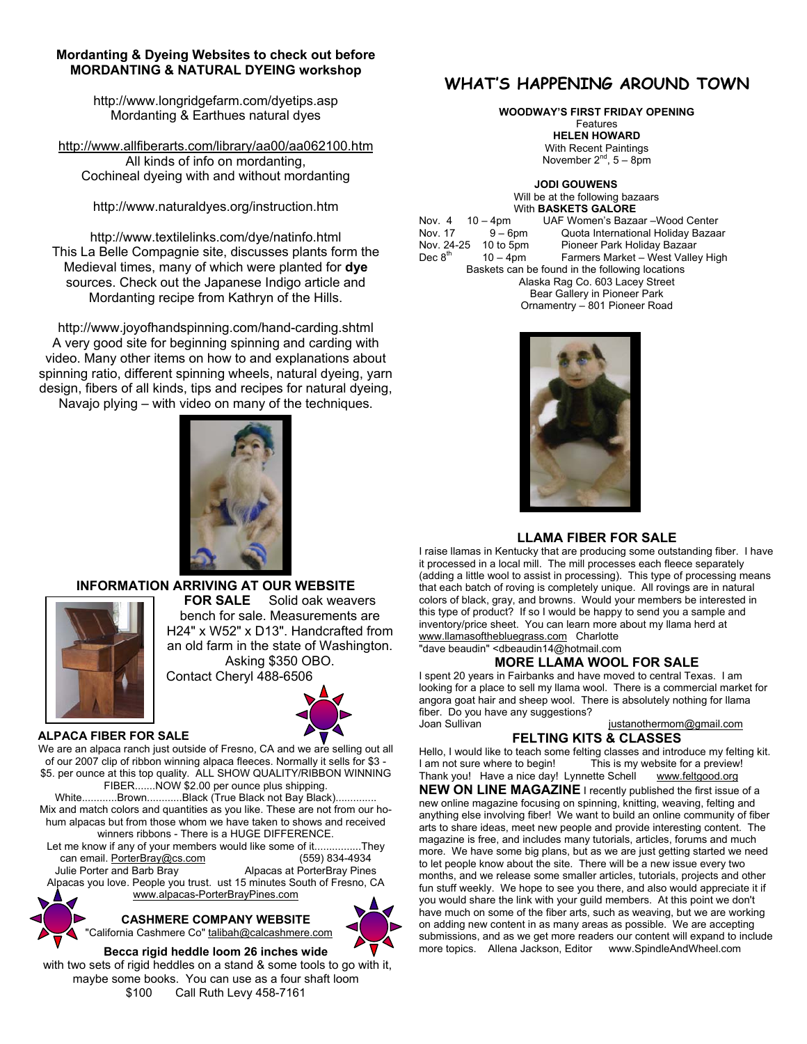## Mordanting & Dyeing Websites to check out before MORDANTING & NATURAL DYEING workshop

http://www.longridgefarm.com/dyetips.asp
Mordanting & Earthues natural dyes

http://www.allfiberarts.com/library/aa00/aa062100.htm
All kinds of info on mordanting,
Cochineal dyeing with and without mordanting

http://www.naturaldyes.org/instruction.htm

http://www.textilelinks.com/dye/natinfo.html
This La Belle Compagnie site, discusses plants form the Medieval times, many of which were planted for **dye** sources. Check out the Japanese Indigo article and Mordanting recipe from Kathryn of the Hills.

http://www.joyofhandspinning.com/hand-carding.shtml
A very good site for beginning spinning and carding with video. Many other items on how to and explanations about spinning ratio, different spinning wheels, natural dyeing, yarn design, fibers of all kinds, tips and recipes for natural dyeing, Navajo plying – with video on many of the techniques.

### INFORMATION ARRIVING AT OUR WEBSITE

**FOR SALE** Solid oak weavers bench for sale. Measurements are H24" x W52" x D13". Handcrafted from an old farm in the state of Washington. Asking $350 OBO.
Contact Cheryl 488-6506

### ALPACA FIBER FOR SALE

We are an alpaca ranch just outside of Fresno, CA and we are selling out all of our 2007 clip of ribbon winning alpaca fleeces. Normally it sells for $3 - $5. per ounce at this top quality. ALL SHOW QUALITY/RIBBON WINNING FIBER.......NOW $2.00 per ounce plus shipping.
White............Brown............Black (True Black not Bay Black).............
Mix and match colors and quantities as you like. These are not from our ho-hum alpacas but from those whom we have taken to shows and received winners ribbons - There is a HUGE DIFFERENCE.
Let me know if any of your members would like some of it................They can email. PorterBray@cs.com (559) 834-4934
Julie Porter and Barb Bray Alpacas at PorterBray Pines
Alpacas you love. People you trust. ust 15 minutes South of Fresno, CA
www.alpacas-PorterBrayPines.com

### CASHMERE COMPANY WEBSITE

"California Cashmere Co" talibah@calcashmere.com

**Becca rigid heddle loom 26 inches wide** with two sets of rigid heddles on a stand & some tools to go with it, maybe some books. You can use as a four shaft loom
$100 Call Ruth Levy 458-7161

## WHAT'S HAPPENING AROUND TOWN

**WOODWAY'S FIRST FRIDAY OPENING**
Features
**HELEN HOWARD**
With Recent Paintings
November 2nd, 5 – 8pm

**JODI GOUWENS**
Will be at the following bazaars
With **BASKETS GALORE**

| | | |
|---|---|---|
| Nov. 4 | 10 – 4pm | UAF Women's Bazaar –Wood Center |
| Nov. 17 | 9 – 6pm | Quota International Holiday Bazaar |
| Nov. 24-25 | 10 to 5pm | Pioneer Park Holiday Bazaar |
| Dec 8th | 10 – 4pm | Farmers Market – West Valley High |

Baskets can be found in the following locations
Alaska Rag Co. 603 Lacey Street
Bear Gallery in Pioneer Park
Ornamentry – 801 Pioneer Road

### LLAMA FIBER FOR SALE

I raise llamas in Kentucky that are producing some outstanding fiber. I have it processed in a local mill. The mill processes each fleece separately (adding a little wool to assist in processing). This type of processing means that each batch of roving is completely unique. All rovings are in natural colors of black, gray, and browns. Would your members be interested in this type of product? If so I would be happy to send you a sample and inventory/price sheet. You can learn more about my llama herd at www.llamasofthebluegrass.com Charlotte
"dave beaudin" <dbeaudin14@hotmail.com

### MORE LLAMA WOOL FOR SALE

I spent 20 years in Fairbanks and have moved to central Texas. I am looking for a place to sell my llama wool. There is a commercial market for angora goat hair and sheep wool. There is absolutely nothing for llama fiber. Do you have any suggestions?
Joan Sullivan justanothermom@gmail.com

### FELTING KITS & CLASSES

Hello, I would like to teach some felting classes and introduce my felting kit. I am not sure where to begin! This is my website for a preview! Thank you! Have a nice day! Lynnette Schell www.feltgood.org

**NEW ON LINE MAGAZINE** I recently published the first issue of a new online magazine focusing on spinning, knitting, weaving, felting and anything else involving fiber! We want to build an online community of fiber arts to share ideas, meet new people and provide interesting content. The magazine is free, and includes many tutorials, articles, forums and much more. We have some big plans, but as we are just getting started we need to let people know about the site. There will be a new issue every two months, and we release some smaller articles, tutorials, projects and other fun stuff weekly. We hope to see you there, and also would appreciate it if you would share the link with your guild members. At this point we don't have much on some of the fiber arts, such as weaving, but we are working on adding new content in as many areas as possible. We are accepting submissions, and as we get more readers our content will expand to include more topics. Allena Jackson, Editor www.SpindleAndWheel.com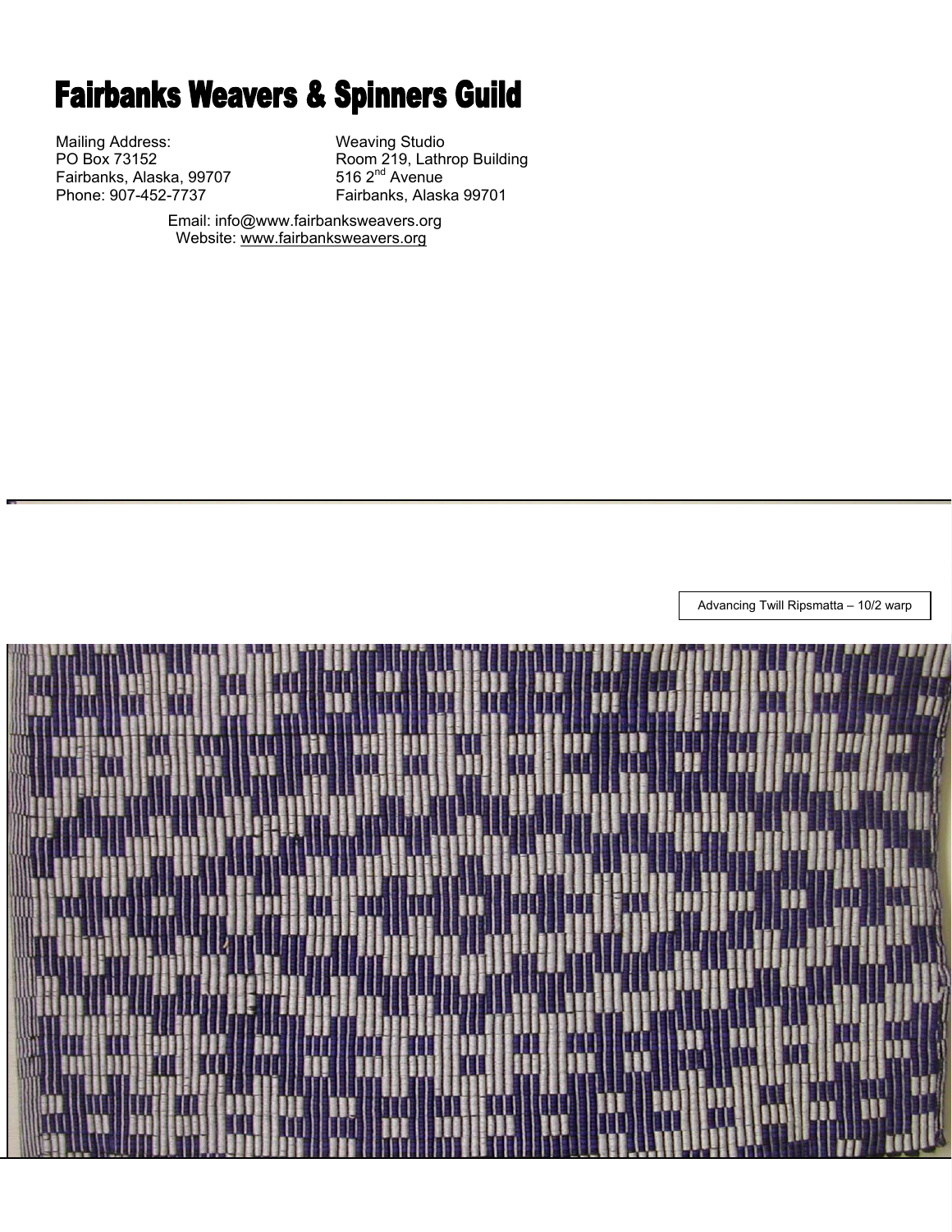# Fairbanks Weavers & Spinners Guild

Mailing Address:
PO Box 73152
Fairbanks, Alaska, 99707
Phone: 907-452-7737

Weaving Studio
Room 219, Lathrop Building
516 2nd Avenue
Fairbanks, Alaska 99701

Email: info@www.fairbanksweavers.org
Website: www.fairbanksweavers.org

Advancing Twill Ripsmatta – 10/2 warp